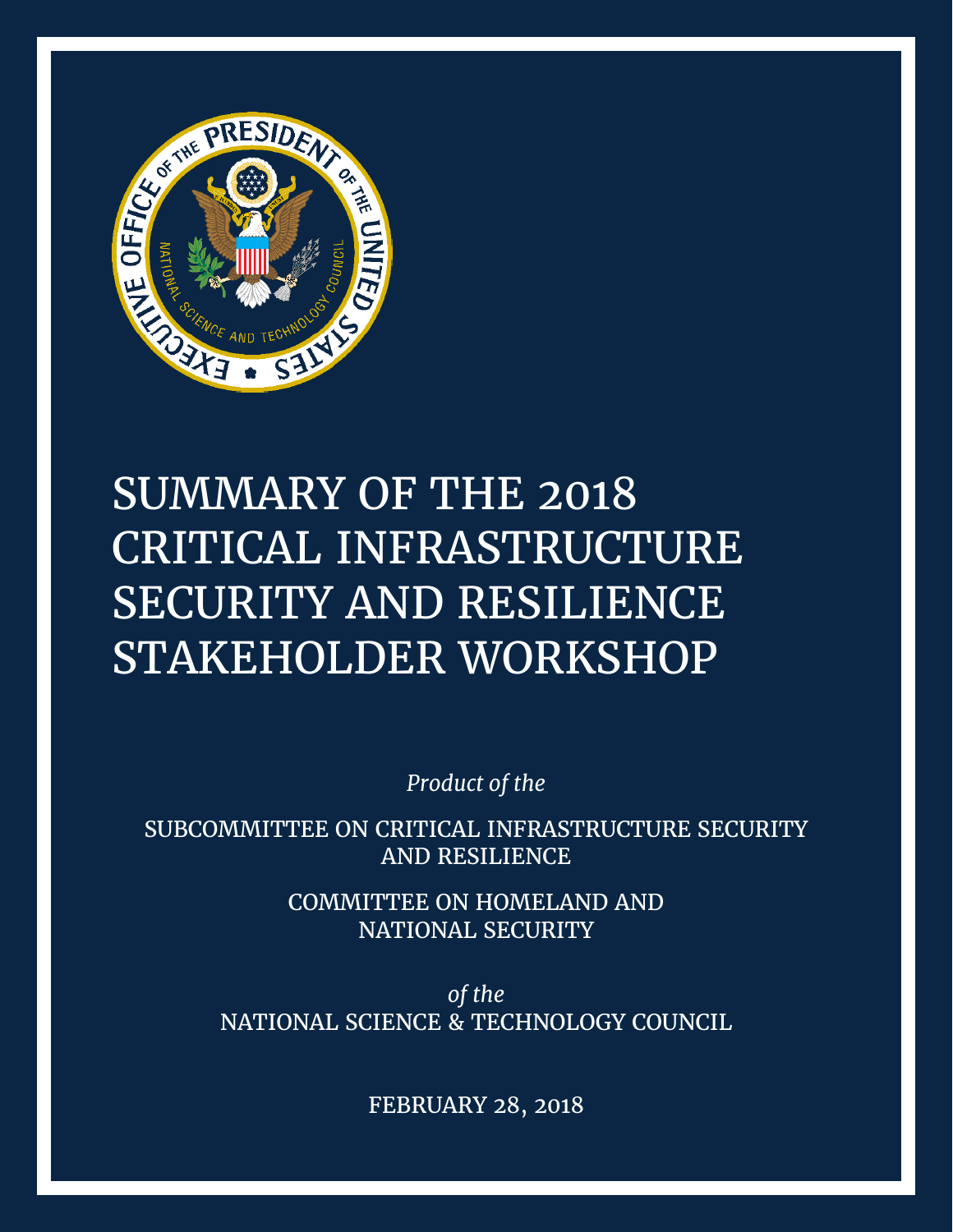# SUMMARY OF THE 2018 CRITICAL INFRASTRUCTURE SECURITY AND RESILIENCE STAKEHOLDER WORKSHOP

*Product of the*

SUBCOMMITTEE ON CRITICAL INFRASTRUCTURE SECURITY AND RESILIENCE

COMMITTEE ON HOMELAND AND NATIONAL SECURITY

*of the*

NATIONAL SCIENCE & TECHNOLOGY COUNCIL

FEBRUARY 28, 2018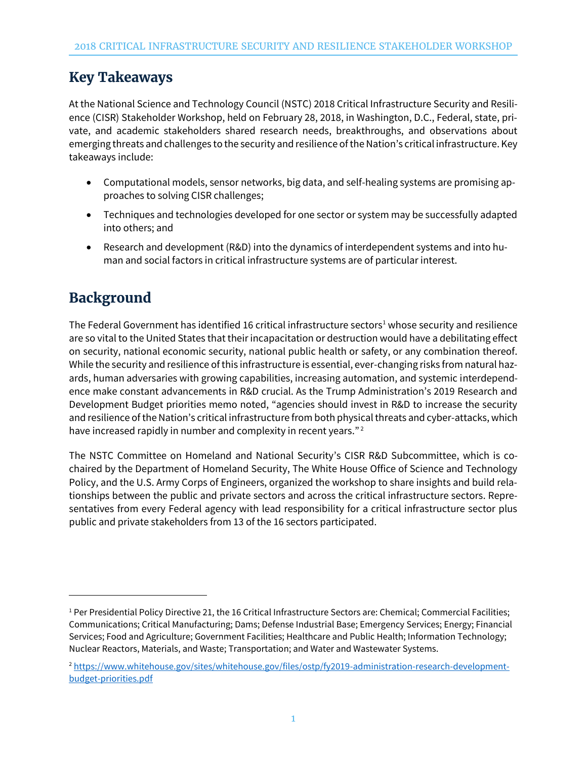## Key Takeaways

At the National Science and Technology Council (NSTC) 2018 Critical Infrastructure Security and Resilience (CISR) Stakeholder Workshop, held on February 28, 2018, in Washington, D.C., Federal, state, private, and academic stakeholders shared research needs, breakthroughs, and observations about emerging threats and challenges to the security and resilience of the Nation's critical infrastructure. Key takeaways include:

- Computational models, sensor networks, big data, and self-healing systems are promising approaches to solving CISR challenges;
- Techniques and technologies developed for one sector or system may be successfully adapted into others; and
- Research and development (R&D) into the dynamics of interdependent systems and into human and social factors in critical infrastructure systems are of particular interest.

## Background

The Federal Government has identified 16 critical infrastructure sectors[1] whose security and resilience are so vital to the United States that their incapacitation or destruction would have a debilitating effect on security, national economic security, national public health or safety, or any combination thereof. While the security and resilience of this infrastructure is essential, ever-changing risks from natural hazards, human adversaries with growing capabilities, increasing automation, and systemic interdependence make constant advancements in R&D crucial. As the Trump Administration's 2019 Research and Development Budget priorities memo noted, "agencies should invest in R&D to increase the security and resilience of the Nation's critical infrastructure from both physical threats and cyber-attacks, which have increased rapidly in number and complexity in recent years."[2]

The NSTC Committee on Homeland and National Security's CISR R&D Subcommittee, which is cochaired by the Department of Homeland Security, The White House Office of Science and Technology Policy, and the U.S. Army Corps of Engineers, organized the workshop to share insights and build relationships between the public and private sectors and across the critical infrastructure sectors. Representatives from every Federal agency with lead responsibility for a critical infrastructure sector plus public and private stakeholders from 13 of the 16 sectors participated.

---

[1] Per Presidential Policy Directive 21, the 16 Critical Infrastructure Sectors are: Chemical; Commercial Facilities; Communications; Critical Manufacturing; Dams; Defense Industrial Base; Emergency Services; Energy; Financial Services; Food and Agriculture; Government Facilities; Healthcare and Public Health; Information Technology; Nuclear Reactors, Materials, and Waste; Transportation; and Water and Wastewater Systems.

[2] https://www.whitehouse.gov/sites/whitehouse.gov/files/ostp/fy2019-administration-research-development-budget-priorities.pdf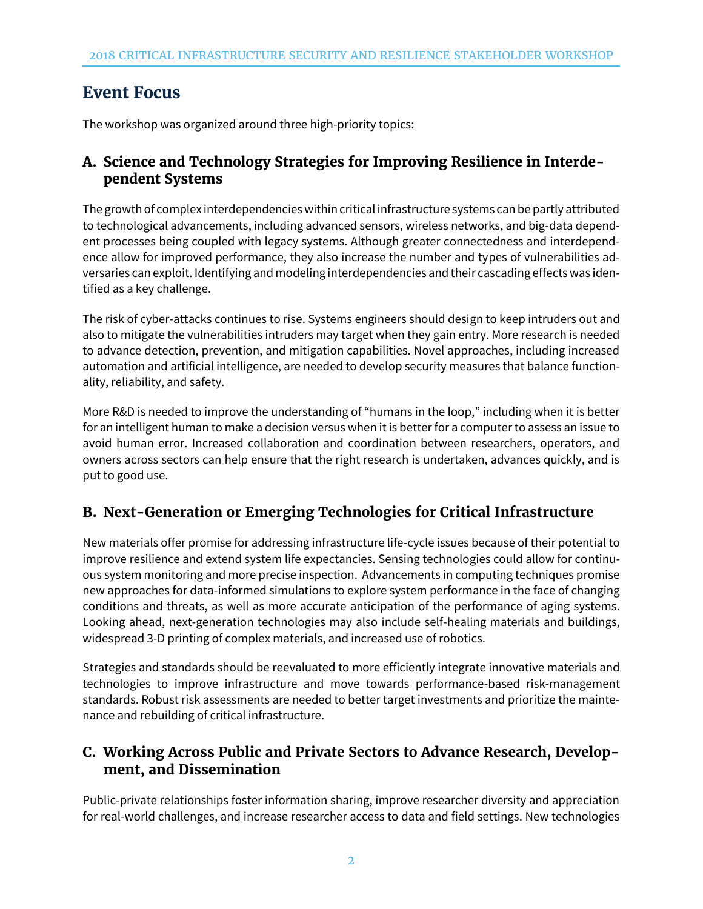# Event Focus

The workshop was organized around three high-priority topics:

## A. Science and Technology Strategies for Improving Resilience in Interdependent Systems

The growth of complex interdependencies within critical infrastructure systems can be partly attributed to technological advancements, including advanced sensors, wireless networks, and big-data dependent processes being coupled with legacy systems. Although greater connectedness and interdependence allow for improved performance, they also increase the number and types of vulnerabilities adversaries can exploit. Identifying and modeling interdependencies and their cascading effects was identified as a key challenge.

The risk of cyber-attacks continues to rise. Systems engineers should design to keep intruders out and also to mitigate the vulnerabilities intruders may target when they gain entry. More research is needed to advance detection, prevention, and mitigation capabilities. Novel approaches, including increased automation and artificial intelligence, are needed to develop security measures that balance functionality, reliability, and safety.

More R&D is needed to improve the understanding of "humans in the loop," including when it is better for an intelligent human to make a decision versus when it is better for a computer to assess an issue to avoid human error. Increased collaboration and coordination between researchers, operators, and owners across sectors can help ensure that the right research is undertaken, advances quickly, and is put to good use.

## B. Next-Generation or Emerging Technologies for Critical Infrastructure

New materials offer promise for addressing infrastructure life-cycle issues because of their potential to improve resilience and extend system life expectancies. Sensing technologies could allow for continuous system monitoring and more precise inspection. Advancements in computing techniques promise new approaches for data-informed simulations to explore system performance in the face of changing conditions and threats, as well as more accurate anticipation of the performance of aging systems. Looking ahead, next-generation technologies may also include self-healing materials and buildings, widespread 3-D printing of complex materials, and increased use of robotics.

Strategies and standards should be reevaluated to more efficiently integrate innovative materials and technologies to improve infrastructure and move towards performance-based risk-management standards. Robust risk assessments are needed to better target investments and prioritize the maintenance and rebuilding of critical infrastructure.

## C. Working Across Public and Private Sectors to Advance Research, Development, and Dissemination

Public-private relationships foster information sharing, improve researcher diversity and appreciation for real-world challenges, and increase researcher access to data and field settings. New technologies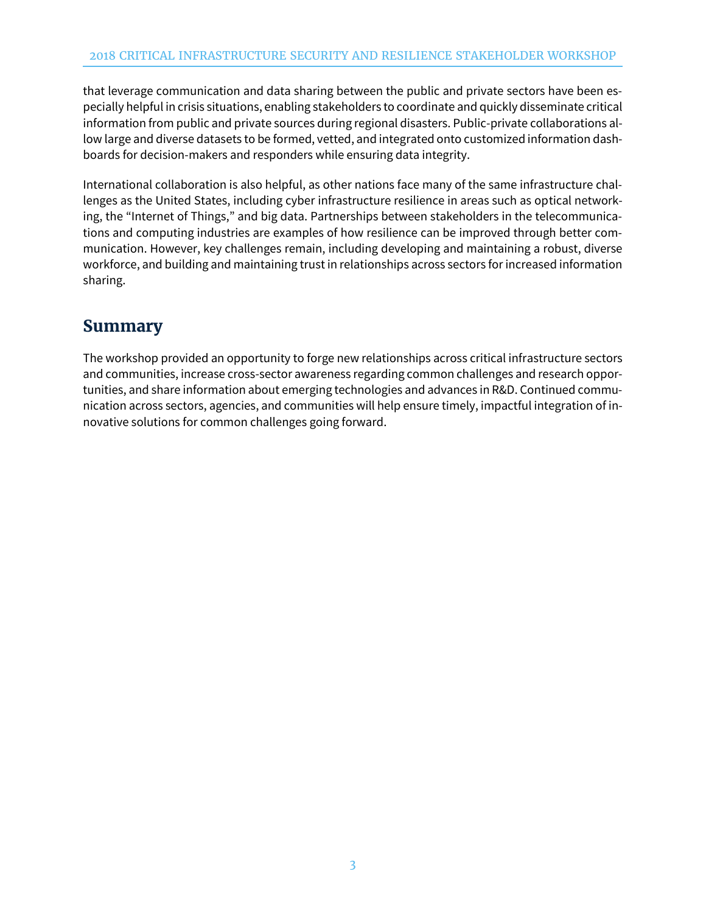that leverage communication and data sharing between the public and private sectors have been especially helpful in crisis situations, enabling stakeholders to coordinate and quickly disseminate critical information from public and private sources during regional disasters. Public-private collaborations allow large and diverse datasets to be formed, vetted, and integrated onto customized information dashboards for decision-makers and responders while ensuring data integrity.

International collaboration is also helpful, as other nations face many of the same infrastructure challenges as the United States, including cyber infrastructure resilience in areas such as optical networking, the "Internet of Things," and big data. Partnerships between stakeholders in the telecommunications and computing industries are examples of how resilience can be improved through better communication. However, key challenges remain, including developing and maintaining a robust, diverse workforce, and building and maintaining trust in relationships across sectors for increased information sharing.

## Summary

The workshop provided an opportunity to forge new relationships across critical infrastructure sectors and communities, increase cross-sector awareness regarding common challenges and research opportunities, and share information about emerging technologies and advances in R&D. Continued communication across sectors, agencies, and communities will help ensure timely, impactful integration of innovative solutions for common challenges going forward.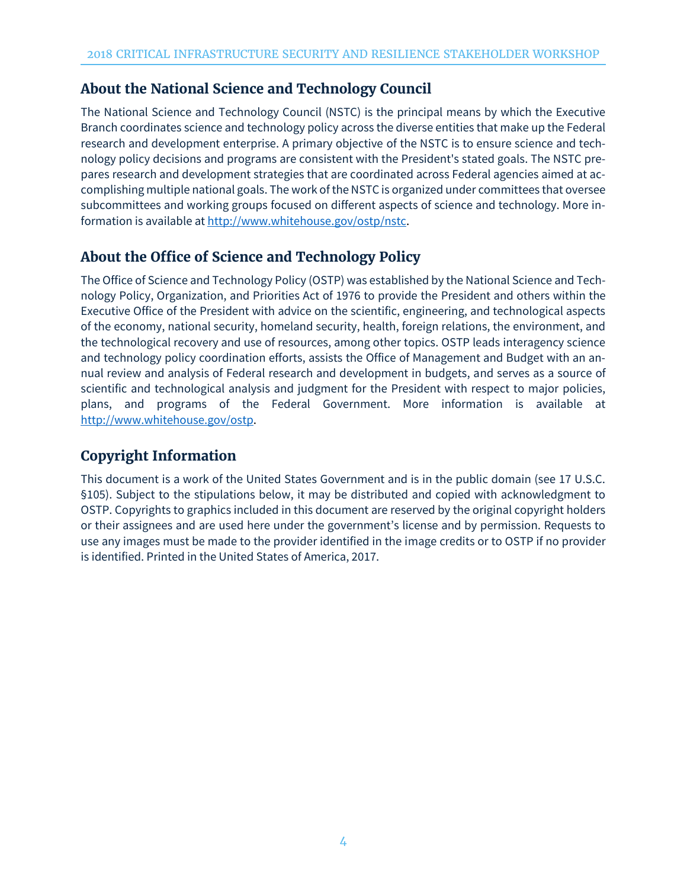## About the National Science and Technology Council

The National Science and Technology Council (NSTC) is the principal means by which the Executive Branch coordinates science and technology policy across the diverse entities that make up the Federal research and development enterprise. A primary objective of the NSTC is to ensure science and technology policy decisions and programs are consistent with the President's stated goals. The NSTC prepares research and development strategies that are coordinated across Federal agencies aimed at accomplishing multiple national goals. The work of the NSTC is organized under committees that oversee subcommittees and working groups focused on different aspects of science and technology. More information is available at http://www.whitehouse.gov/ostp/nstc.

## About the Office of Science and Technology Policy

The Office of Science and Technology Policy (OSTP) was established by the National Science and Technology Policy, Organization, and Priorities Act of 1976 to provide the President and others within the Executive Office of the President with advice on the scientific, engineering, and technological aspects of the economy, national security, homeland security, health, foreign relations, the environment, and the technological recovery and use of resources, among other topics. OSTP leads interagency science and technology policy coordination efforts, assists the Office of Management and Budget with an annual review and analysis of Federal research and development in budgets, and serves as a source of scientific and technological analysis and judgment for the President with respect to major policies, plans, and programs of the Federal Government. More information is available at http://www.whitehouse.gov/ostp.

## Copyright Information

This document is a work of the United States Government and is in the public domain (see 17 U.S.C. §105). Subject to the stipulations below, it may be distributed and copied with acknowledgment to OSTP. Copyrights to graphics included in this document are reserved by the original copyright holders or their assignees and are used here under the government's license and by permission. Requests to use any images must be made to the provider identified in the image credits or to OSTP if no provider is identified. Printed in the United States of America, 2017.